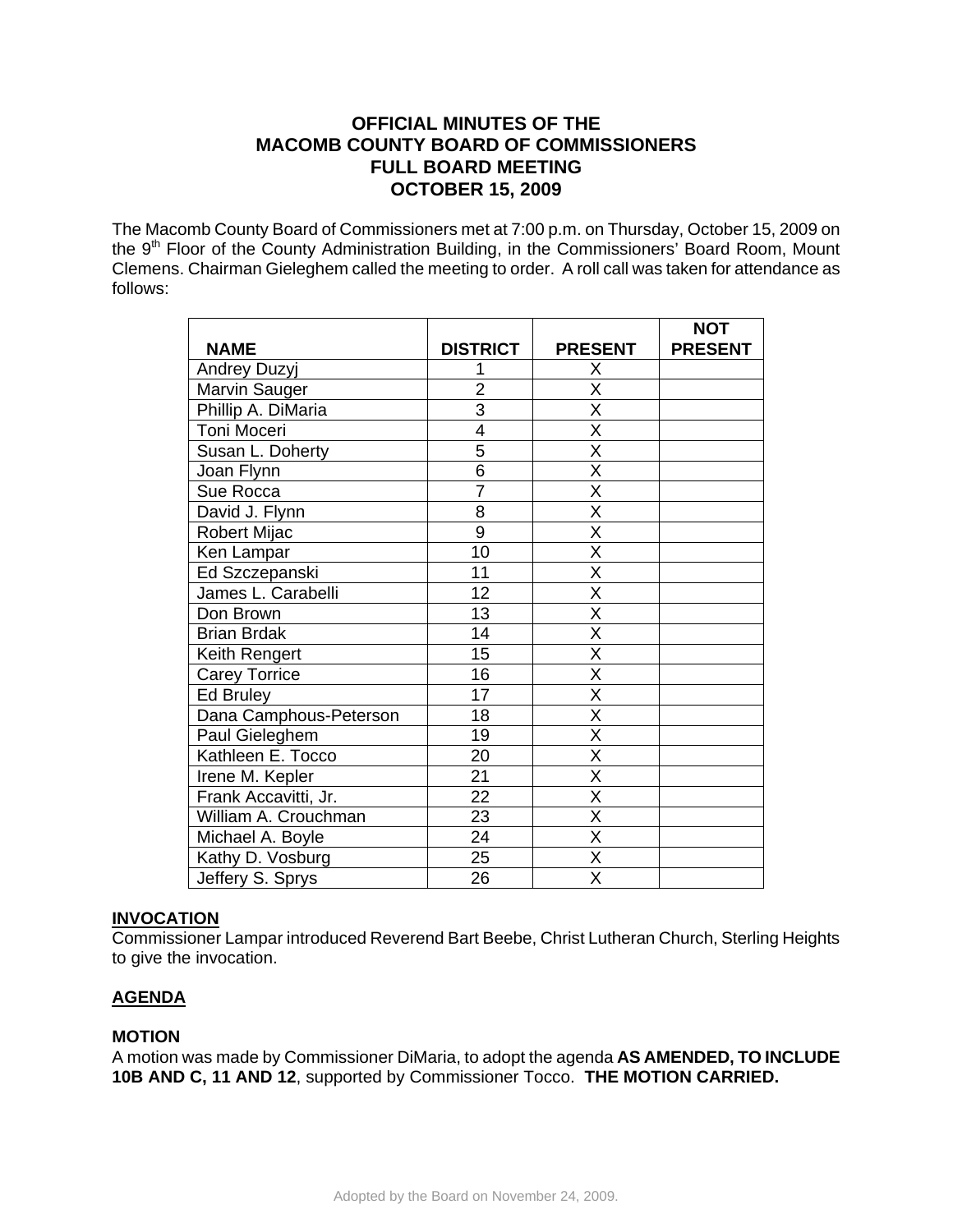# OFFICIAL MINUTES OF THE
# MACOMB COUNTY BOARD OF COMMISSIONERS
# FULL BOARD MEETING
# OCTOBER 15, 2009

The Macomb County Board of Commissioners met at 7:00 p.m. on Thursday, October 15, 2009 on the 9th Floor of the County Administration Building, in the Commissioners' Board Room, Mount Clemens. Chairman Gieleghem called the meeting to order. A roll call was taken for attendance as follows:

| NAME | DISTRICT | PRESENT | NOT PRESENT |
|---|---|---|---|
| Andrey Duzyj | 1 | X | |
| Marvin Sauger | 2 | X | |
| Phillip A. DiMaria | 3 | X | |
| Toni Moceri | 4 | X | |
| Susan L. Doherty | 5 | X | |
| Joan Flynn | 6 | X | |
| Sue Rocca | 7 | X | |
| David J. Flynn | 8 | X | |
| Robert Mijac | 9 | X | |
| Ken Lampar | 10 | X | |
| Ed Szczepanski | 11 | X | |
| James L. Carabelli | 12 | X | |
| Don Brown | 13 | X | |
| Brian Brdak | 14 | X | |
| Keith Rengert | 15 | X | |
| Carey Torrice | 16 | X | |
| Ed Bruley | 17 | X | |
| Dana Camphous-Peterson | 18 | X | |
| Paul Gieleghem | 19 | X | |
| Kathleen E. Tocco | 20 | X | |
| Irene M. Kepler | 21 | X | |
| Frank Accavitti, Jr. | 22 | X | |
| William A. Crouchman | 23 | X | |
| Michael A. Boyle | 24 | X | |
| Kathy D. Vosburg | 25 | X | |
| Jeffery S. Sprys | 26 | X | |

**INVOCATION**

Commissioner Lampar introduced Reverend Bart Beebe, Christ Lutheran Church, Sterling Heights to give the invocation.

**AGENDA**

**MOTION**

A motion was made by Commissioner DiMaria, to adopt the agenda **AS AMENDED, TO INCLUDE 10B AND C, 11 AND 12**, supported by Commissioner Tocco. **THE MOTION CARRIED.**

Adopted by the Board on November 24, 2009.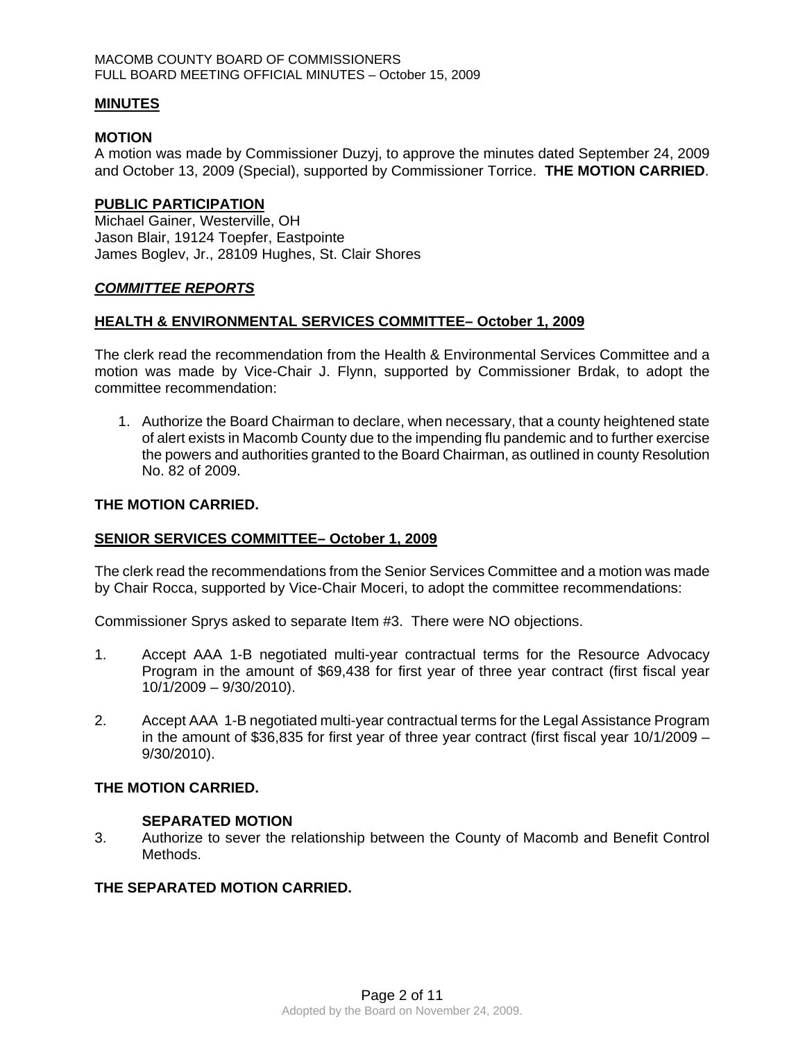## MINUTES

### MOTION

A motion was made by Commissioner Duzyj, to approve the minutes dated September 24, 2009 and October 13, 2009 (Special), supported by Commissioner Torrice. **THE MOTION CARRIED**.

## PUBLIC PARTICIPATION

Michael Gainer, Westerville, OH
Jason Blair, 19124 Toepfer, Eastpointe
James Boglev, Jr., 28109 Hughes, St. Clair Shores

## *COMMITTEE REPORTS*

### HEALTH & ENVIRONMENTAL SERVICES COMMITTEE– October 1, 2009

The clerk read the recommendation from the Health & Environmental Services Committee and a motion was made by Vice-Chair J. Flynn, supported by Commissioner Brdak, to adopt the committee recommendation:

1. Authorize the Board Chairman to declare, when necessary, that a county heightened state of alert exists in Macomb County due to the impending flu pandemic and to further exercise the powers and authorities granted to the Board Chairman, as outlined in county Resolution No. 82 of 2009.

**THE MOTION CARRIED.**

### SENIOR SERVICES COMMITTEE– October 1, 2009

The clerk read the recommendations from the Senior Services Committee and a motion was made by Chair Rocca, supported by Vice-Chair Moceri, to adopt the committee recommendations:

Commissioner Sprys asked to separate Item #3. There were NO objections.

1. Accept AAA 1-B negotiated multi-year contractual terms for the Resource Advocacy Program in the amount of $69,438 for first year of three year contract (first fiscal year 10/1/2009 – 9/30/2010).

2. Accept AAA 1-B negotiated multi-year contractual terms for the Legal Assistance Program in the amount of $36,835 for first year of three year contract (first fiscal year 10/1/2009 – 9/30/2010).

**THE MOTION CARRIED.**

**SEPARATED MOTION**

3. Authorize to sever the relationship between the County of Macomb and Benefit Control Methods.

**THE SEPARATED MOTION CARRIED.**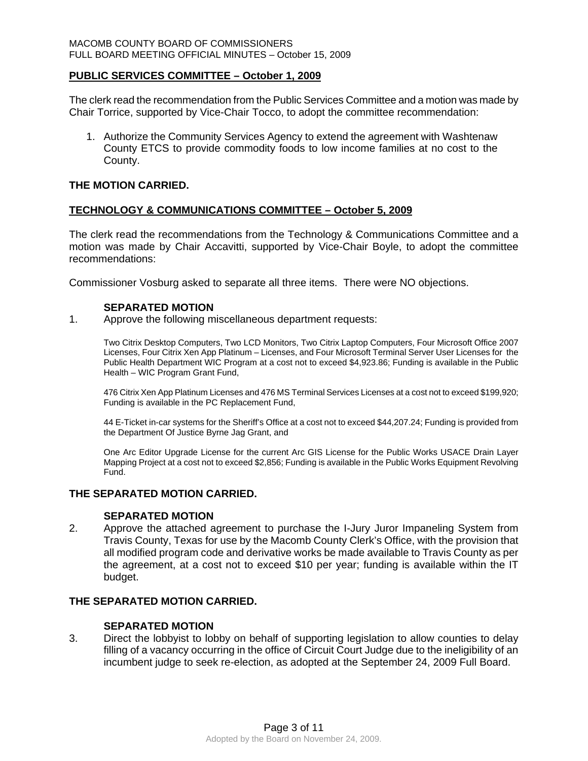## PUBLIC SERVICES COMMITTEE – October 1, 2009

The clerk read the recommendation from the Public Services Committee and a motion was made by Chair Torrice, supported by Vice-Chair Tocco, to adopt the committee recommendation:

1. Authorize the Community Services Agency to extend the agreement with Washtenaw County ETCS to provide commodity foods to low income families at no cost to the County.

**THE MOTION CARRIED.**

## TECHNOLOGY & COMMUNICATIONS COMMITTEE – October 5, 2009

The clerk read the recommendations from the Technology & Communications Committee and a motion was made by Chair Accavitti, supported by Vice-Chair Boyle, to adopt the committee recommendations:

Commissioner Vosburg asked to separate all three items. There were NO objections.

**SEPARATED MOTION**

1. Approve the following miscellaneous department requests:

   Two Citrix Desktop Computers, Two LCD Monitors, Two Citrix Laptop Computers, Four Microsoft Office 2007 Licenses, Four Citrix Xen App Platinum – Licenses, and Four Microsoft Terminal Server User Licenses for the Public Health Department WIC Program at a cost not to exceed $4,923.86; Funding is available in the Public Health – WIC Program Grant Fund,

   476 Citrix Xen App Platinum Licenses and 476 MS Terminal Services Licenses at a cost not to exceed $199,920; Funding is available in the PC Replacement Fund,

   44 E-Ticket in-car systems for the Sheriff's Office at a cost not to exceed $44,207.24; Funding is provided from the Department Of Justice Byrne Jag Grant, and

   One Arc Editor Upgrade License for the current Arc GIS License for the Public Works USACE Drain Layer Mapping Project at a cost not to exceed $2,856; Funding is available in the Public Works Equipment Revolving Fund.

**THE SEPARATED MOTION CARRIED.**

**SEPARATED MOTION**

2. Approve the attached agreement to purchase the I-Jury Juror Impaneling System from Travis County, Texas for use by the Macomb County Clerk's Office, with the provision that all modified program code and derivative works be made available to Travis County as per the agreement, at a cost not to exceed $10 per year; funding is available within the IT budget.

**THE SEPARATED MOTION CARRIED.**

**SEPARATED MOTION**

3. Direct the lobbyist to lobby on behalf of supporting legislation to allow counties to delay filling of a vacancy occurring in the office of Circuit Court Judge due to the ineligibility of an incumbent judge to seek re-election, as adopted at the September 24, 2009 Full Board.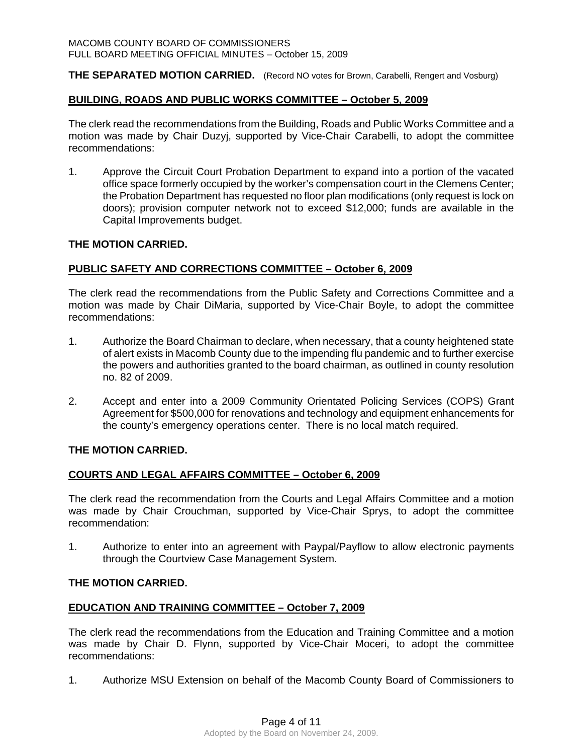**THE SEPARATED MOTION CARRIED.** (Record NO votes for Brown, Carabelli, Rengert and Vosburg)

## BUILDING, ROADS AND PUBLIC WORKS COMMITTEE – October 5, 2009

The clerk read the recommendations from the Building, Roads and Public Works Committee and a motion was made by Chair Duzyj, supported by Vice-Chair Carabelli, to adopt the committee recommendations:

1. Approve the Circuit Court Probation Department to expand into a portion of the vacated office space formerly occupied by the worker's compensation court in the Clemens Center; the Probation Department has requested no floor plan modifications (only request is lock on doors); provision computer network not to exceed $12,000; funds are available in the Capital Improvements budget.

**THE MOTION CARRIED.**

## PUBLIC SAFETY AND CORRECTIONS COMMITTEE – October 6, 2009

The clerk read the recommendations from the Public Safety and Corrections Committee and a motion was made by Chair DiMaria, supported by Vice-Chair Boyle, to adopt the committee recommendations:

1. Authorize the Board Chairman to declare, when necessary, that a county heightened state of alert exists in Macomb County due to the impending flu pandemic and to further exercise the powers and authorities granted to the board chairman, as outlined in county resolution no. 82 of 2009.

2. Accept and enter into a 2009 Community Orientated Policing Services (COPS) Grant Agreement for $500,000 for renovations and technology and equipment enhancements for the county's emergency operations center. There is no local match required.

**THE MOTION CARRIED.**

## COURTS AND LEGAL AFFAIRS COMMITTEE – October 6, 2009

The clerk read the recommendation from the Courts and Legal Affairs Committee and a motion was made by Chair Crouchman, supported by Vice-Chair Sprys, to adopt the committee recommendation:

1. Authorize to enter into an agreement with Paypal/Payflow to allow electronic payments through the Courtview Case Management System.

**THE MOTION CARRIED.**

## EDUCATION AND TRAINING COMMITTEE – October 7, 2009

The clerk read the recommendations from the Education and Training Committee and a motion was made by Chair D. Flynn, supported by Vice-Chair Moceri, to adopt the committee recommendations:

1. Authorize MSU Extension on behalf of the Macomb County Board of Commissioners to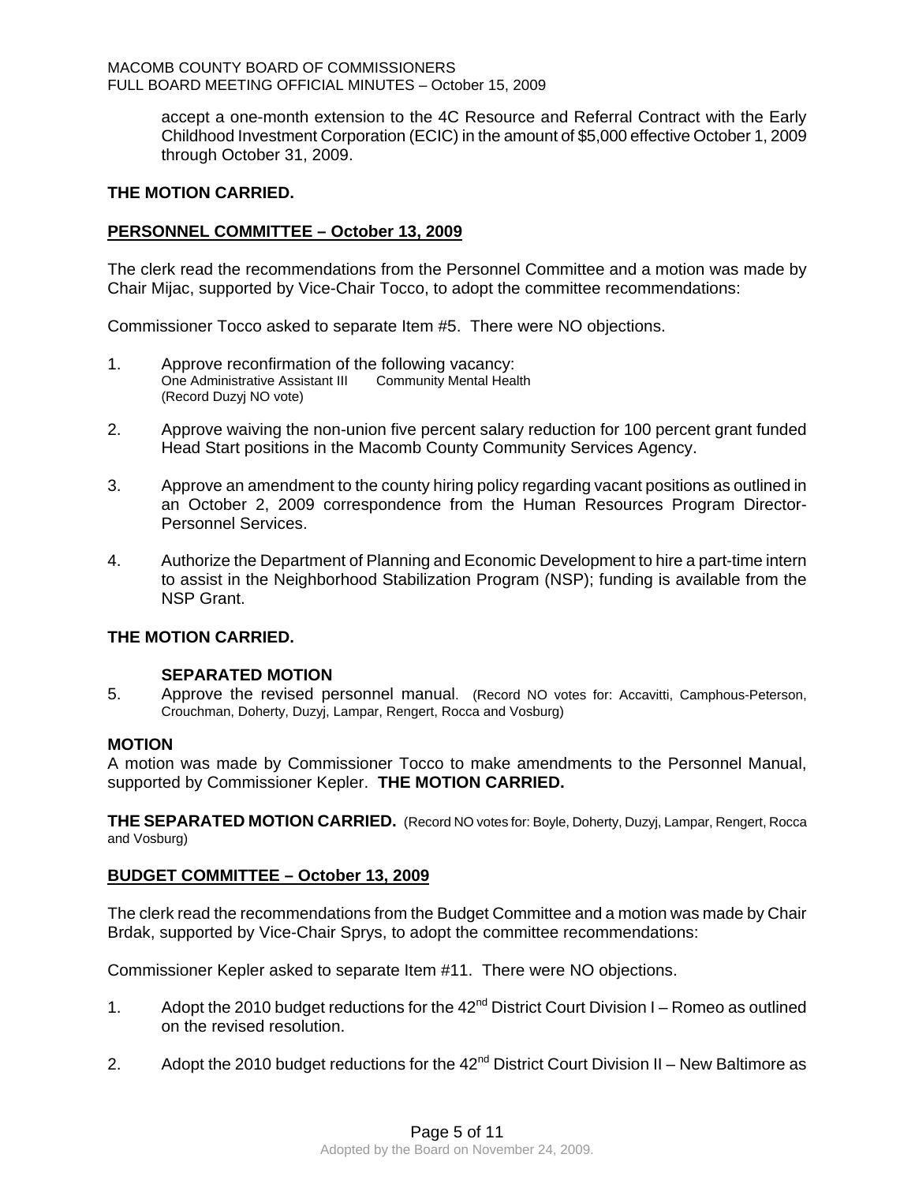accept a one-month extension to the 4C Resource and Referral Contract with the Early Childhood Investment Corporation (ECIC) in the amount of $5,000 effective October 1, 2009 through October 31, 2009.

**THE MOTION CARRIED.**

**PERSONNEL COMMITTEE – October 13, 2009**

The clerk read the recommendations from the Personnel Committee and a motion was made by Chair Mijac, supported by Vice-Chair Tocco, to adopt the committee recommendations:

Commissioner Tocco asked to separate Item #5. There were NO objections.

1. Approve reconfirmation of the following vacancy:
   One Administrative Assistant III    Community Mental Health
   (Record Duzyj NO vote)

2. Approve waiving the non-union five percent salary reduction for 100 percent grant funded Head Start positions in the Macomb County Community Services Agency.

3. Approve an amendment to the county hiring policy regarding vacant positions as outlined in an October 2, 2009 correspondence from the Human Resources Program Director-Personnel Services.

4. Authorize the Department of Planning and Economic Development to hire a part-time intern to assist in the Neighborhood Stabilization Program (NSP); funding is available from the NSP Grant.

**THE MOTION CARRIED.**

**SEPARATED MOTION**

5. Approve the revised personnel manual. (Record NO votes for: Accavitti, Camphous-Peterson, Crouchman, Doherty, Duzyj, Lampar, Rengert, Rocca and Vosburg)

**MOTION**

A motion was made by Commissioner Tocco to make amendments to the Personnel Manual, supported by Commissioner Kepler. **THE MOTION CARRIED.**

**THE SEPARATED MOTION CARRIED.** (Record NO votes for: Boyle, Doherty, Duzyj, Lampar, Rengert, Rocca and Vosburg)

**BUDGET COMMITTEE – October 13, 2009**

The clerk read the recommendations from the Budget Committee and a motion was made by Chair Brdak, supported by Vice-Chair Sprys, to adopt the committee recommendations:

Commissioner Kepler asked to separate Item #11. There were NO objections.

1. Adopt the 2010 budget reductions for the 42nd District Court Division I – Romeo as outlined on the revised resolution.

2. Adopt the 2010 budget reductions for the 42nd District Court Division II – New Baltimore as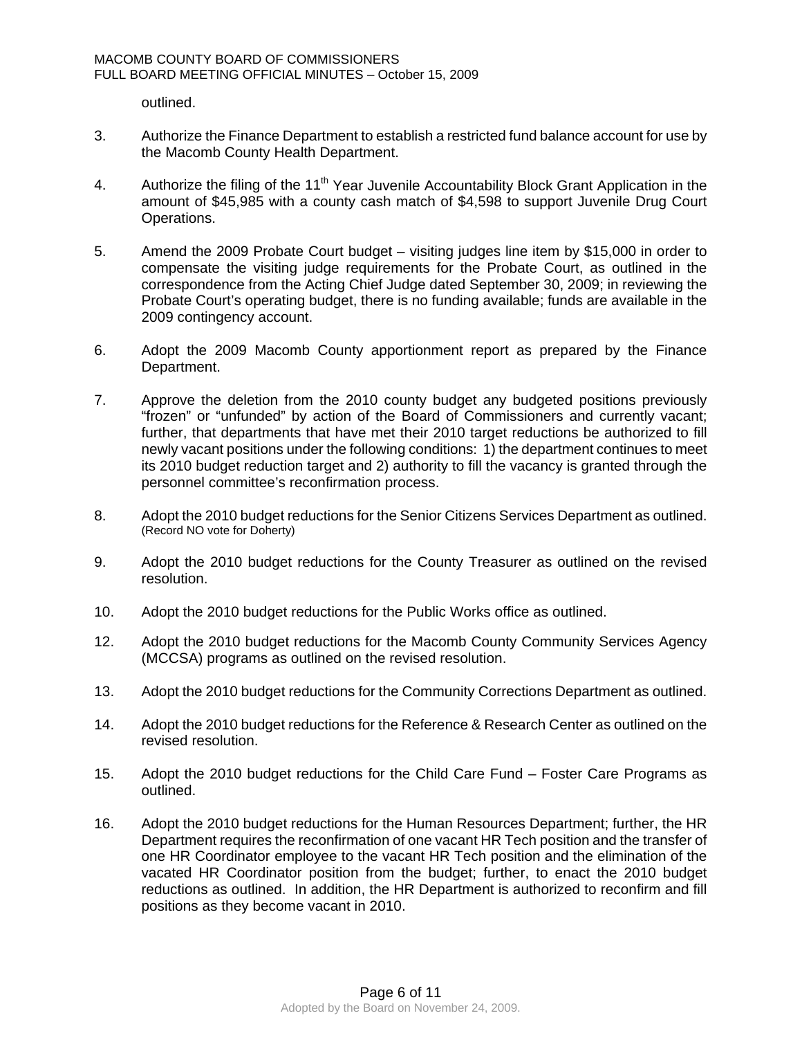outlined.

3. Authorize the Finance Department to establish a restricted fund balance account for use by the Macomb County Health Department.

4. Authorize the filing of the 11th Year Juvenile Accountability Block Grant Application in the amount of $45,985 with a county cash match of $4,598 to support Juvenile Drug Court Operations.

5. Amend the 2009 Probate Court budget – visiting judges line item by $15,000 in order to compensate the visiting judge requirements for the Probate Court, as outlined in the correspondence from the Acting Chief Judge dated September 30, 2009; in reviewing the Probate Court's operating budget, there is no funding available; funds are available in the 2009 contingency account.

6. Adopt the 2009 Macomb County apportionment report as prepared by the Finance Department.

7. Approve the deletion from the 2010 county budget any budgeted positions previously "frozen" or "unfunded" by action of the Board of Commissioners and currently vacant; further, that departments that have met their 2010 target reductions be authorized to fill newly vacant positions under the following conditions: 1) the department continues to meet its 2010 budget reduction target and 2) authority to fill the vacancy is granted through the personnel committee's reconfirmation process.

8. Adopt the 2010 budget reductions for the Senior Citizens Services Department as outlined. (Record NO vote for Doherty)

9. Adopt the 2010 budget reductions for the County Treasurer as outlined on the revised resolution.

10. Adopt the 2010 budget reductions for the Public Works office as outlined.

12. Adopt the 2010 budget reductions for the Macomb County Community Services Agency (MCCSA) programs as outlined on the revised resolution.

13. Adopt the 2010 budget reductions for the Community Corrections Department as outlined.

14. Adopt the 2010 budget reductions for the Reference & Research Center as outlined on the revised resolution.

15. Adopt the 2010 budget reductions for the Child Care Fund – Foster Care Programs as outlined.

16. Adopt the 2010 budget reductions for the Human Resources Department; further, the HR Department requires the reconfirmation of one vacant HR Tech position and the transfer of one HR Coordinator employee to the vacant HR Tech position and the elimination of the vacated HR Coordinator position from the budget; further, to enact the 2010 budget reductions as outlined. In addition, the HR Department is authorized to reconfirm and fill positions as they become vacant in 2010.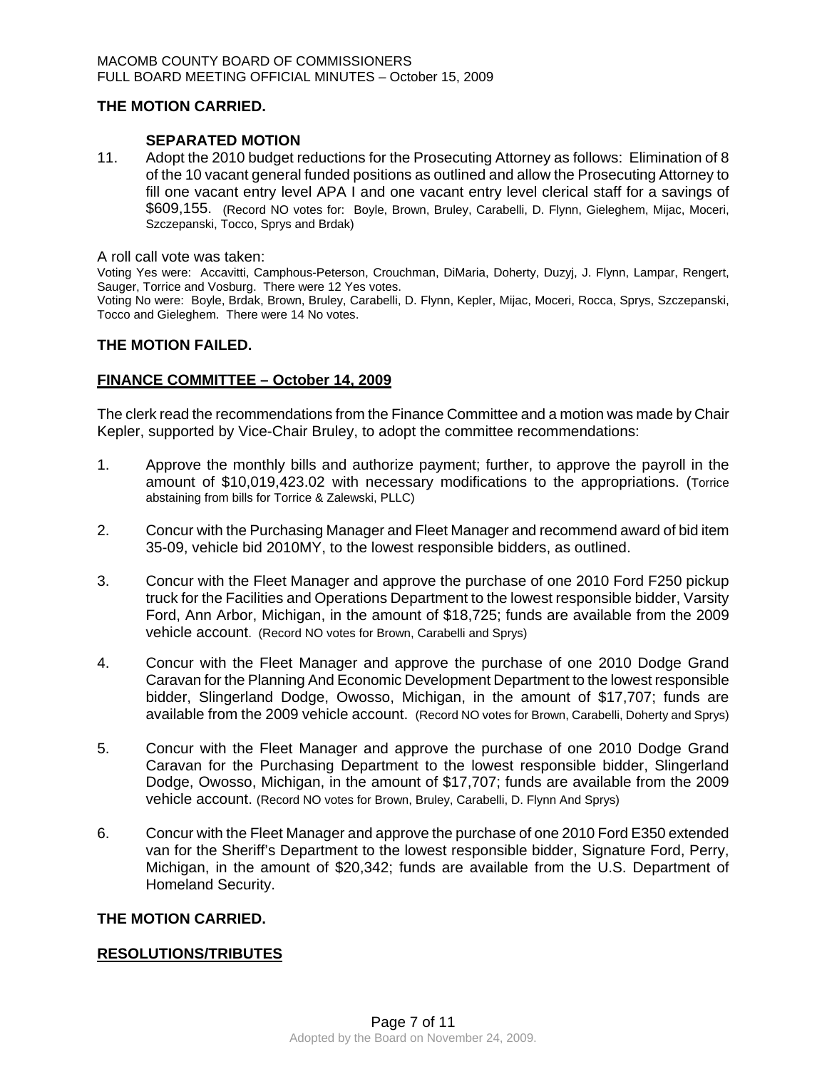**THE MOTION CARRIED.**

**SEPARATED MOTION**

11. Adopt the 2010 budget reductions for the Prosecuting Attorney as follows: Elimination of 8 of the 10 vacant general funded positions as outlined and allow the Prosecuting Attorney to fill one vacant entry level APA I and one vacant entry level clerical staff for a savings of $609,155. (Record NO votes for: Boyle, Brown, Bruley, Carabelli, D. Flynn, Gieleghem, Mijac, Moceri, Szczepanski, Tocco, Sprys and Brdak)

A roll call vote was taken:

Voting Yes were: Accavitti, Camphous-Peterson, Crouchman, DiMaria, Doherty, Duzyj, J. Flynn, Lampar, Rengert, Sauger, Torrice and Vosburg. There were 12 Yes votes.

Voting No were: Boyle, Brdak, Brown, Bruley, Carabelli, D. Flynn, Kepler, Mijac, Moceri, Rocca, Sprys, Szczepanski, Tocco and Gieleghem. There were 14 No votes.

**THE MOTION FAILED.**

**FINANCE COMMITTEE – October 14, 2009**

The clerk read the recommendations from the Finance Committee and a motion was made by Chair Kepler, supported by Vice-Chair Bruley, to adopt the committee recommendations:

1. Approve the monthly bills and authorize payment; further, to approve the payroll in the amount of $10,019,423.02 with necessary modifications to the appropriations. (Torrice abstaining from bills for Torrice & Zalewski, PLLC)

2. Concur with the Purchasing Manager and Fleet Manager and recommend award of bid item 35-09, vehicle bid 2010MY, to the lowest responsible bidders, as outlined.

3. Concur with the Fleet Manager and approve the purchase of one 2010 Ford F250 pickup truck for the Facilities and Operations Department to the lowest responsible bidder, Varsity Ford, Ann Arbor, Michigan, in the amount of $18,725; funds are available from the 2009 vehicle account. (Record NO votes for Brown, Carabelli and Sprys)

4. Concur with the Fleet Manager and approve the purchase of one 2010 Dodge Grand Caravan for the Planning And Economic Development Department to the lowest responsible bidder, Slingerland Dodge, Owosso, Michigan, in the amount of $17,707; funds are available from the 2009 vehicle account. (Record NO votes for Brown, Carabelli, Doherty and Sprys)

5. Concur with the Fleet Manager and approve the purchase of one 2010 Dodge Grand Caravan for the Purchasing Department to the lowest responsible bidder, Slingerland Dodge, Owosso, Michigan, in the amount of $17,707; funds are available from the 2009 vehicle account. (Record NO votes for Brown, Bruley, Carabelli, D. Flynn And Sprys)

6. Concur with the Fleet Manager and approve the purchase of one 2010 Ford E350 extended van for the Sheriff's Department to the lowest responsible bidder, Signature Ford, Perry, Michigan, in the amount of $20,342; funds are available from the U.S. Department of Homeland Security.

**THE MOTION CARRIED.**

**RESOLUTIONS/TRIBUTES**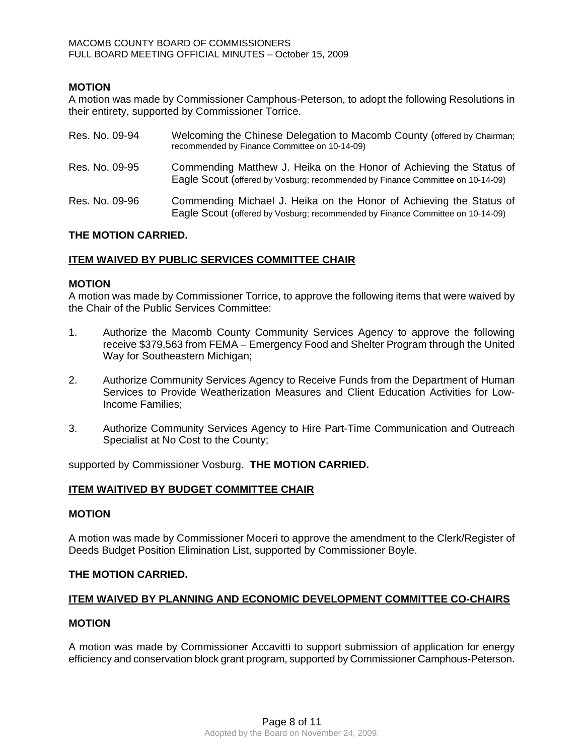**MOTION**

A motion was made by Commissioner Camphous-Peterson, to adopt the following Resolutions in their entirety, supported by Commissioner Torrice.

Res. No. 09-94 Welcoming the Chinese Delegation to Macomb County (offered by Chairman; recommended by Finance Committee on 10-14-09)

Res. No. 09-95 Commending Matthew J. Heika on the Honor of Achieving the Status of Eagle Scout (offered by Vosburg; recommended by Finance Committee on 10-14-09)

Res. No. 09-96 Commending Michael J. Heika on the Honor of Achieving the Status of Eagle Scout (offered by Vosburg; recommended by Finance Committee on 10-14-09)

**THE MOTION CARRIED.**

**ITEM WAIVED BY PUBLIC SERVICES COMMITTEE CHAIR**

**MOTION**

A motion was made by Commissioner Torrice, to approve the following items that were waived by the Chair of the Public Services Committee:

1. Authorize the Macomb County Community Services Agency to approve the following receive $379,563 from FEMA – Emergency Food and Shelter Program through the United Way for Southeastern Michigan;

2. Authorize Community Services Agency to Receive Funds from the Department of Human Services to Provide Weatherization Measures and Client Education Activities for Low-Income Families;

3. Authorize Community Services Agency to Hire Part-Time Communication and Outreach Specialist at No Cost to the County;

supported by Commissioner Vosburg. **THE MOTION CARRIED.**

**ITEM WAITIVED BY BUDGET COMMITTEE CHAIR**

**MOTION**

A motion was made by Commissioner Moceri to approve the amendment to the Clerk/Register of Deeds Budget Position Elimination List, supported by Commissioner Boyle.

**THE MOTION CARRIED.**

**ITEM WAIVED BY PLANNING AND ECONOMIC DEVELOPMENT COMMITTEE CO-CHAIRS**

**MOTION**

A motion was made by Commissioner Accavitti to support submission of application for energy efficiency and conservation block grant program, supported by Commissioner Camphous-Peterson.

Adopted by the Board on November 24, 2009.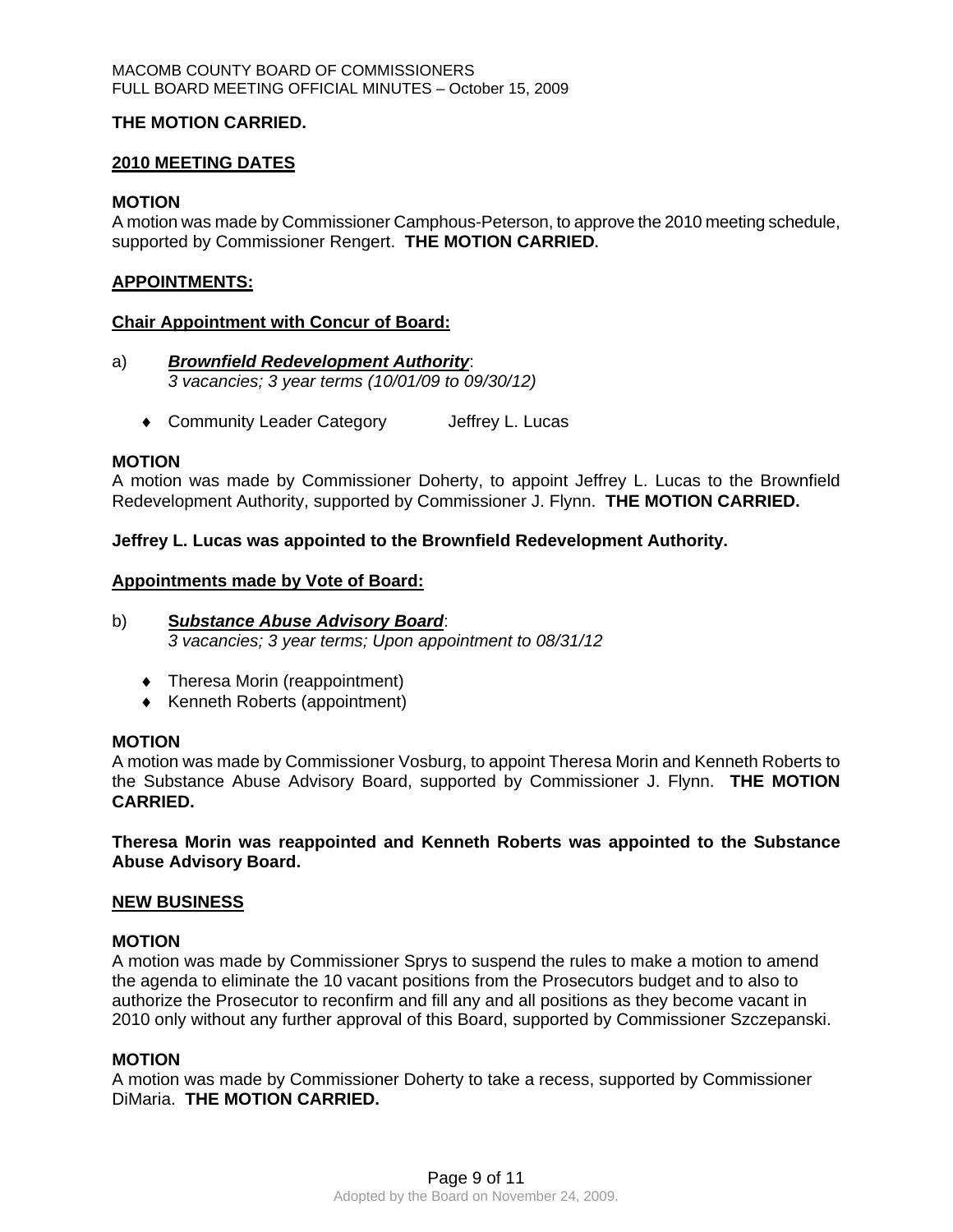**THE MOTION CARRIED.**

**2010 MEETING DATES**

**MOTION**
A motion was made by Commissioner Camphous-Peterson, to approve the 2010 meeting schedule, supported by Commissioner Rengert. **THE MOTION CARRIED.**

**APPOINTMENTS:**

**Chair Appointment with Concur of Board:**

a) ***Brownfield Redevelopment Authority***:
*3 vacancies; 3 year terms (10/01/09 to 09/30/12)*

- Community Leader Category Jeffrey L. Lucas

**MOTION**
A motion was made by Commissioner Doherty, to appoint Jeffrey L. Lucas to the Brownfield Redevelopment Authority, supported by Commissioner J. Flynn. **THE MOTION CARRIED.**

**Jeffrey L. Lucas was appointed to the Brownfield Redevelopment Authority.**

**Appointments made by Vote of Board:**

b) ***Substance Abuse Advisory Board***:
*3 vacancies; 3 year terms; Upon appointment to 08/31/12*

- Theresa Morin (reappointment)
- Kenneth Roberts (appointment)

**MOTION**
A motion was made by Commissioner Vosburg, to appoint Theresa Morin and Kenneth Roberts to the Substance Abuse Advisory Board, supported by Commissioner J. Flynn. **THE MOTION CARRIED.**

**Theresa Morin was reappointed and Kenneth Roberts was appointed to the Substance Abuse Advisory Board.**

**NEW BUSINESS**

**MOTION**
A motion was made by Commissioner Sprys to suspend the rules to make a motion to amend the agenda to eliminate the 10 vacant positions from the Prosecutors budget and to also to authorize the Prosecutor to reconfirm and fill any and all positions as they become vacant in 2010 only without any further approval of this Board, supported by Commissioner Szczepanski.

**MOTION**
A motion was made by Commissioner Doherty to take a recess, supported by Commissioner DiMaria. **THE MOTION CARRIED.**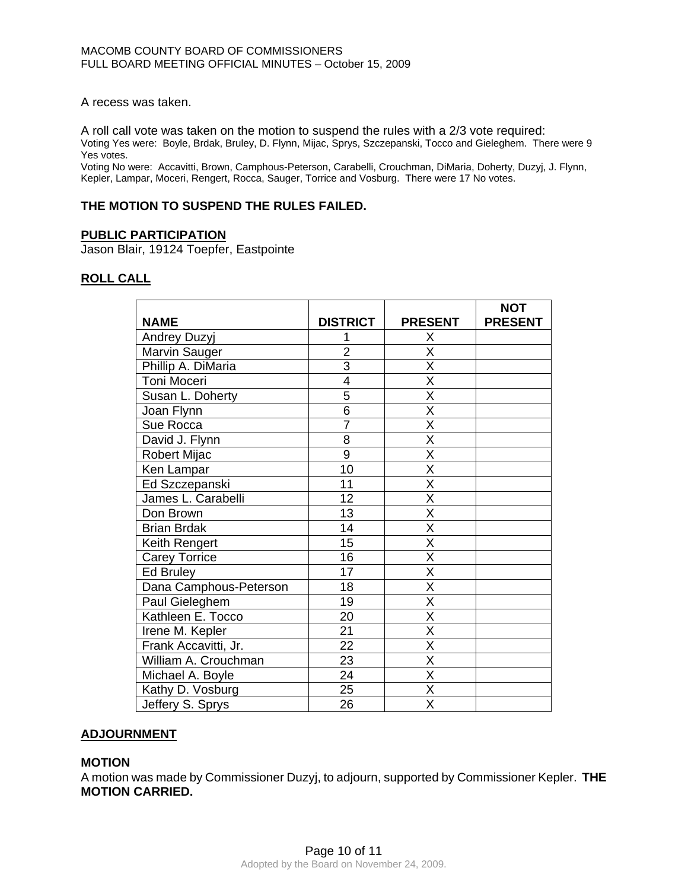A recess was taken.

A roll call vote was taken on the motion to suspend the rules with a 2/3 vote required:
Voting Yes were: Boyle, Brdak, Bruley, D. Flynn, Mijac, Sprys, Szczepanski, Tocco and Gieleghem. There were 9 Yes votes.
Voting No were: Accavitti, Brown, Camphous-Peterson, Carabelli, Crouchman, DiMaria, Doherty, Duzyj, J. Flynn, Kepler, Lampar, Moceri, Rengert, Rocca, Sauger, Torrice and Vosburg. There were 17 No votes.

**THE MOTION TO SUSPEND THE RULES FAILED.**

**PUBLIC PARTICIPATION**
Jason Blair, 19124 Toepfer, Eastpointe

**ROLL CALL**

| NAME | DISTRICT | PRESENT | NOT PRESENT |
|---|---|---|---|
| Andrey Duzyj | 1 | X | |
| Marvin Sauger | 2 | X | |
| Phillip A. DiMaria | 3 | X | |
| Toni Moceri | 4 | X | |
| Susan L. Doherty | 5 | X | |
| Joan Flynn | 6 | X | |
| Sue Rocca | 7 | X | |
| David J. Flynn | 8 | X | |
| Robert Mijac | 9 | X | |
| Ken Lampar | 10 | X | |
| Ed Szczepanski | 11 | X | |
| James L. Carabelli | 12 | X | |
| Don Brown | 13 | X | |
| Brian Brdak | 14 | X | |
| Keith Rengert | 15 | X | |
| Carey Torrice | 16 | X | |
| Ed Bruley | 17 | X | |
| Dana Camphous-Peterson | 18 | X | |
| Paul Gieleghem | 19 | X | |
| Kathleen E. Tocco | 20 | X | |
| Irene M. Kepler | 21 | X | |
| Frank Accavitti, Jr. | 22 | X | |
| William A. Crouchman | 23 | X | |
| Michael A. Boyle | 24 | X | |
| Kathy D. Vosburg | 25 | X | |
| Jeffery S. Sprys | 26 | X | |

**ADJOURNMENT**

**MOTION**
A motion was made by Commissioner Duzyj, to adjourn, supported by Commissioner Kepler. **THE MOTION CARRIED.**

Adopted by the Board on November 24, 2009.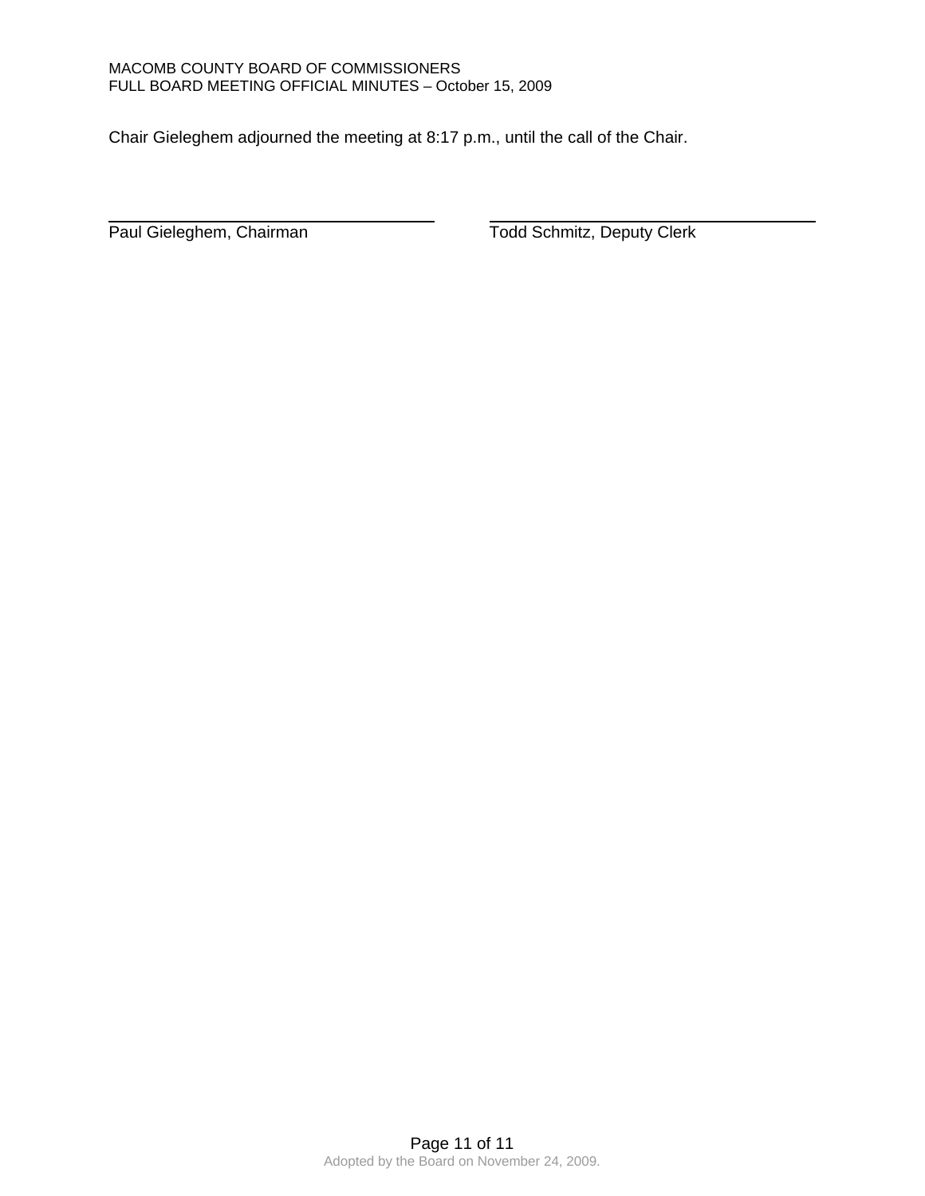Chair Gieleghem adjourned the meeting at 8:17 p.m., until the call of the Chair.

| | |
|---|---|
| Paul Gieleghem, Chairman | Todd Schmitz, Deputy Clerk |

Adopted by the Board on November 24, 2009.